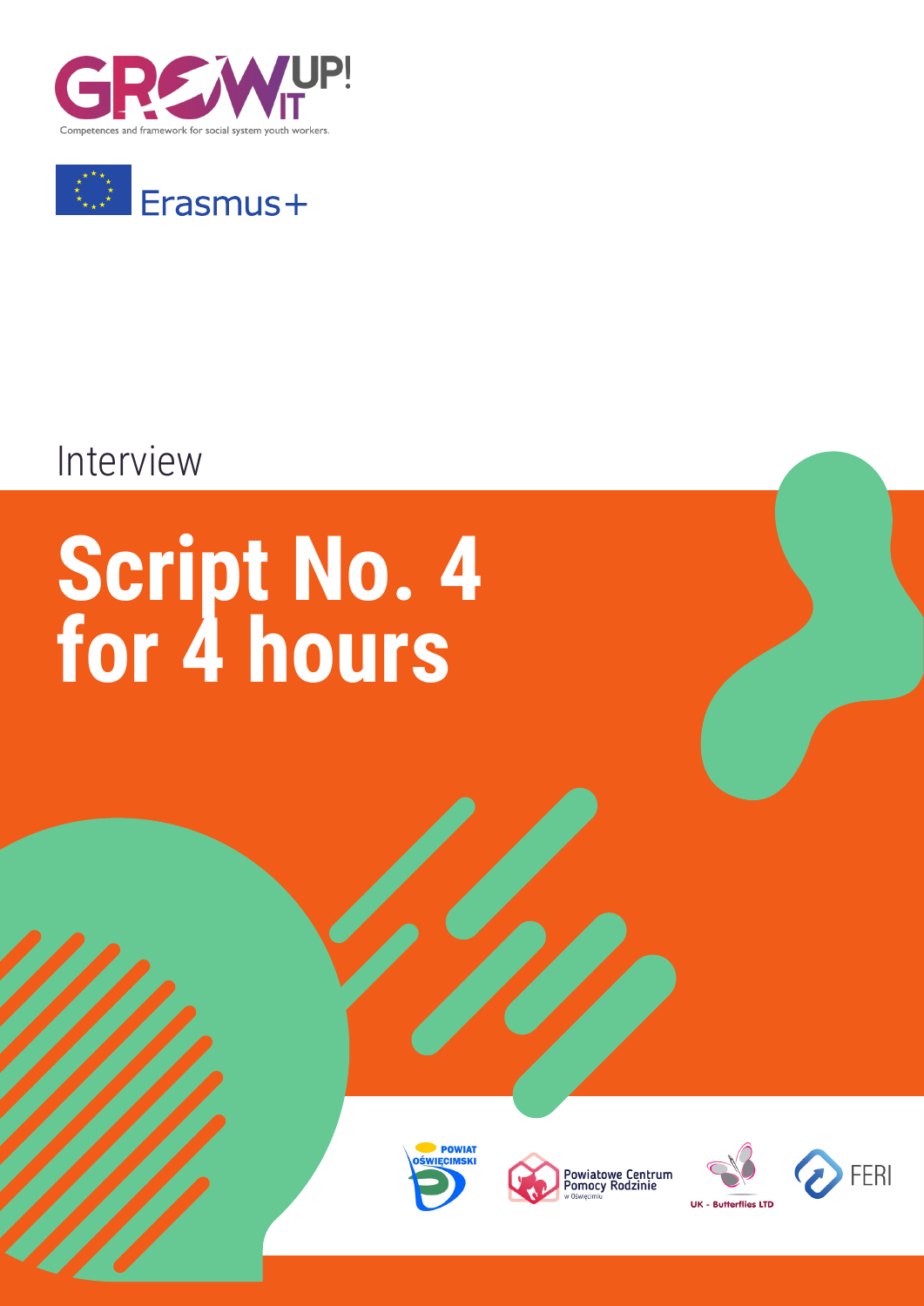GROW IT UP!

Competences and framework for social system youth workers.

Erasmus+

Interview

# Script No. 4 for 4 hours

POWIAT OŚWIĘCIMSKI

Powiatowe Centrum Pomocy Rodzinie w Oświęcimiu

UK - Butterflies LTD

FERI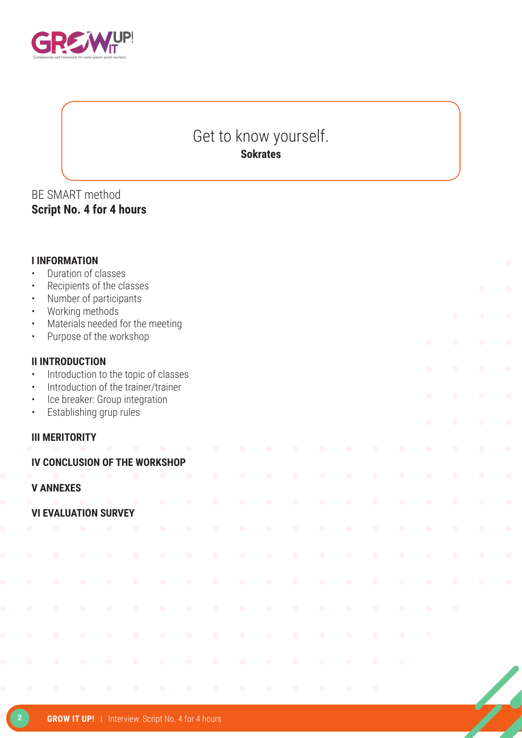Get to know yourself.
**Sokrates**

BE SMART method
**Script No. 4 for 4 hours**

**I INFORMATION**

- Duration of classes
- Recipients of the classes
- Number of participants
- Working methods
- Materials needed for the meeting
- Purpose of the workshop

**II INTRODUCTION**

- Introduction to the topic of classes
- Introduction of the trainer/trainer
- Ice breaker: Group integration
- Establishing grup rules

**III MERITORITY**

**IV CONCLUSION OF THE WORKSHOP**

**V ANNEXES**

**VI EVALUATION SURVEY**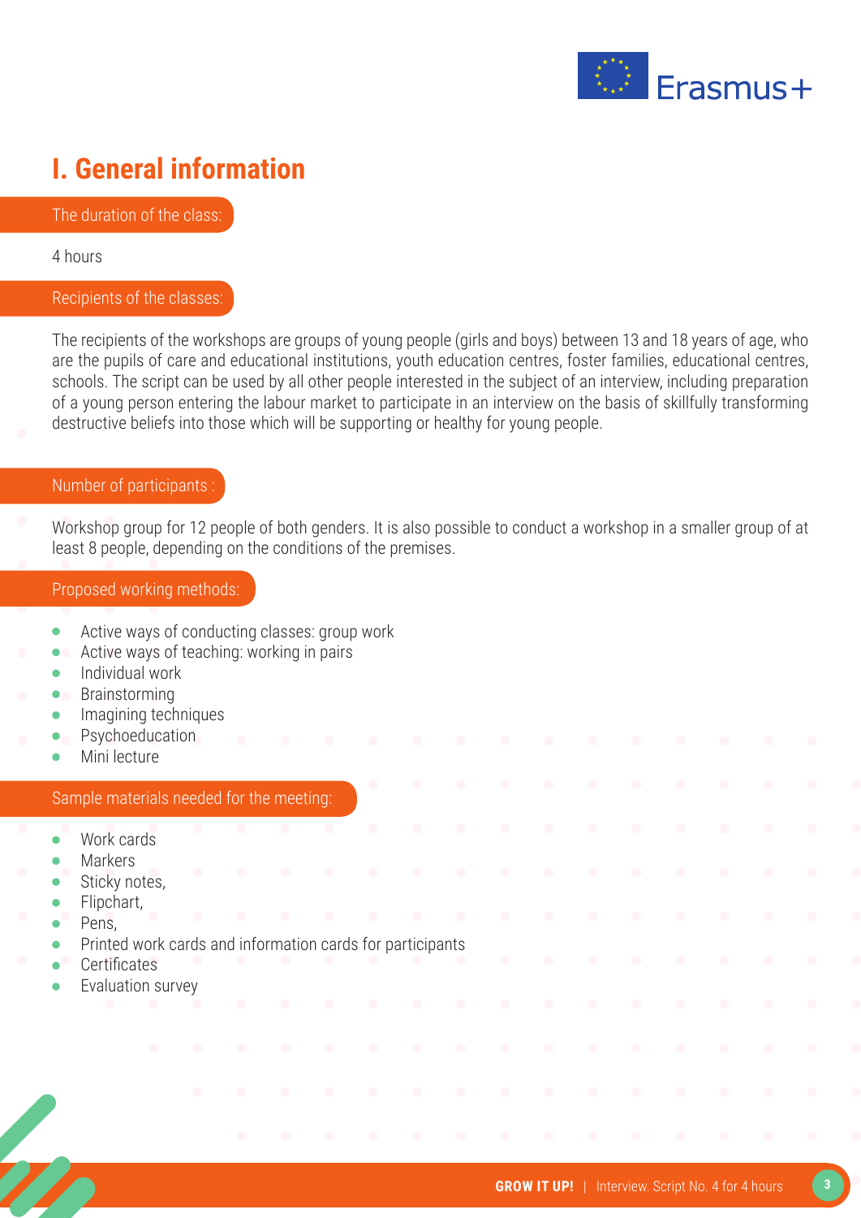# I. General information

## The duration of the class:

4 hours

## Recipients of the classes:

The recipients of the workshops are groups of young people (girls and boys) between 13 and 18 years of age, who are the pupils of care and educational institutions, youth education centres, foster families, educational centres, schools. The script can be used by all other people interested in the subject of an interview, including preparation of a young person entering the labour market to participate in an interview on the basis of skillfully transforming destructive beliefs into those which will be supporting or healthy for young people.

## Number of participants :

Workshop group for 12 people of both genders. It is also possible to conduct a workshop in a smaller group of at least 8 people, depending on the conditions of the premises.

## Proposed working methods:

- Active ways of conducting classes: group work
- Active ways of teaching: working in pairs
- Individual work
- Brainstorming
- Imagining techniques
- Psychoeducation
- Mini lecture

## Sample materials needed for the meeting:

- Work cards
- Markers
- Sticky notes,
- Flipchart,
- Pens,
- Printed work cards and information cards for participants
- Certificates
- Evaluation survey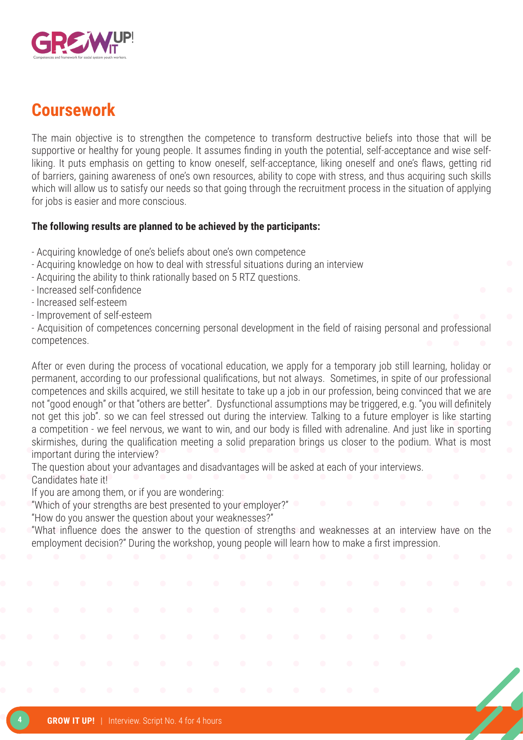## Coursework

The main objective is to strengthen the competence to transform destructive beliefs into those that will be supportive or healthy for young people. It assumes finding in youth the potential, self-acceptance and wise self-liking. It puts emphasis on getting to know oneself, self-acceptance, liking oneself and one's flaws, getting rid of barriers, gaining awareness of one's own resources, ability to cope with stress, and thus acquiring such skills which will allow us to satisfy our needs so that going through the recruitment process in the situation of applying for jobs is easier and more conscious.

**The following results are planned to be achieved by the participants:**

- Acquiring knowledge of one's beliefs about one's own competence
- Acquiring knowledge on how to deal with stressful situations during an interview
- Acquiring the ability to think rationally based on 5 RTZ questions.
- Increased self-confidence
- Increased self-esteem
- Improvement of self-esteem
- Acquisition of competences concerning personal development in the field of raising personal and professional competences.

After or even during the process of vocational education, we apply for a temporary job still learning, holiday or permanent, according to our professional qualifications, but not always. Sometimes, in spite of our professional competences and skills acquired, we still hesitate to take up a job in our profession, being convinced that we are not "good enough" or that "others are better". Dysfunctional assumptions may be triggered, e.g. "you will definitely not get this job". so we can feel stressed out during the interview. Talking to a future employer is like starting a competition - we feel nervous, we want to win, and our body is filled with adrenaline. And just like in sporting skirmishes, during the qualification meeting a solid preparation brings us closer to the podium. What is most important during the interview?

The question about your advantages and disadvantages will be asked at each of your interviews.

Candidates hate it!

If you are among them, or if you are wondering:

"Which of your strengths are best presented to your employer?"

"How do you answer the question about your weaknesses?"

"What influence does the answer to the question of strengths and weaknesses at an interview have on the employment decision?" During the workshop, young people will learn how to make a first impression.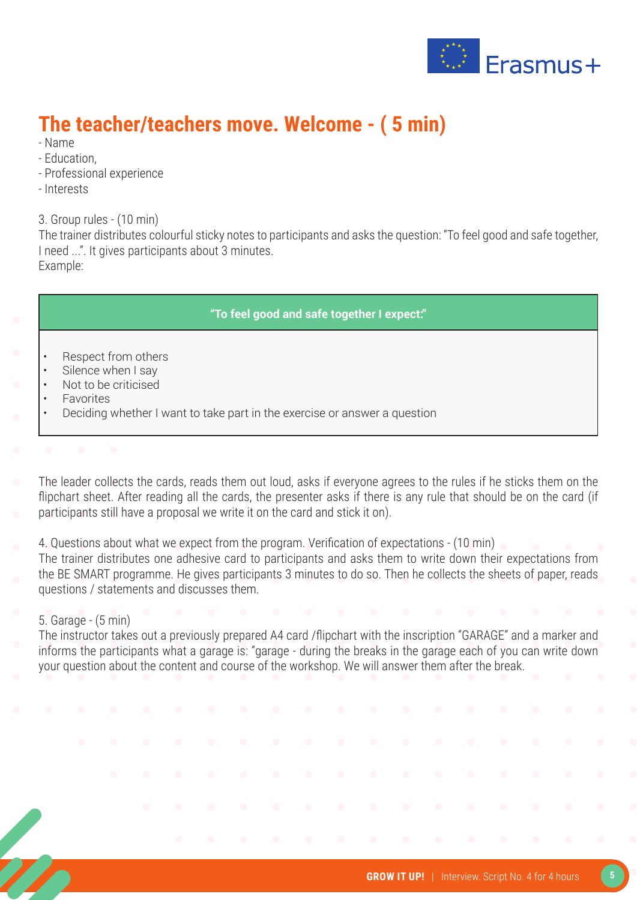## The teacher/teachers move. Welcome - ( 5 min)

- Name
- Education,
- Professional experience
- Interests

3. Group rules - (10 min)
The trainer distributes colourful sticky notes to participants and asks the question: "To feel good and safe together, I need ...". It gives participants about 3 minutes.
Example:

| "To feel good and safe together I expect:" |
|---|
| • Respect from others<br>• Silence when I say<br>• Not to be criticised<br>• Favorites<br>• Deciding whether I want to take part in the exercise or answer a question |

The leader collects the cards, reads them out loud, asks if everyone agrees to the rules if he sticks them on the flipchart sheet. After reading all the cards, the presenter asks if there is any rule that should be on the card (if participants still have a proposal we write it on the card and stick it on).

4. Questions about what we expect from the program. Verification of expectations - (10 min)
The trainer distributes one adhesive card to participants and asks them to write down their expectations from the BE SMART programme. He gives participants 3 minutes to do so. Then he collects the sheets of paper, reads questions / statements and discusses them.

5. Garage - (5 min)
The instructor takes out a previously prepared A4 card /flipchart with the inscription "GARAGE" and a marker and informs the participants what a garage is: "garage - during the breaks in the garage each of you can write down your question about the content and course of the workshop. We will answer them after the break.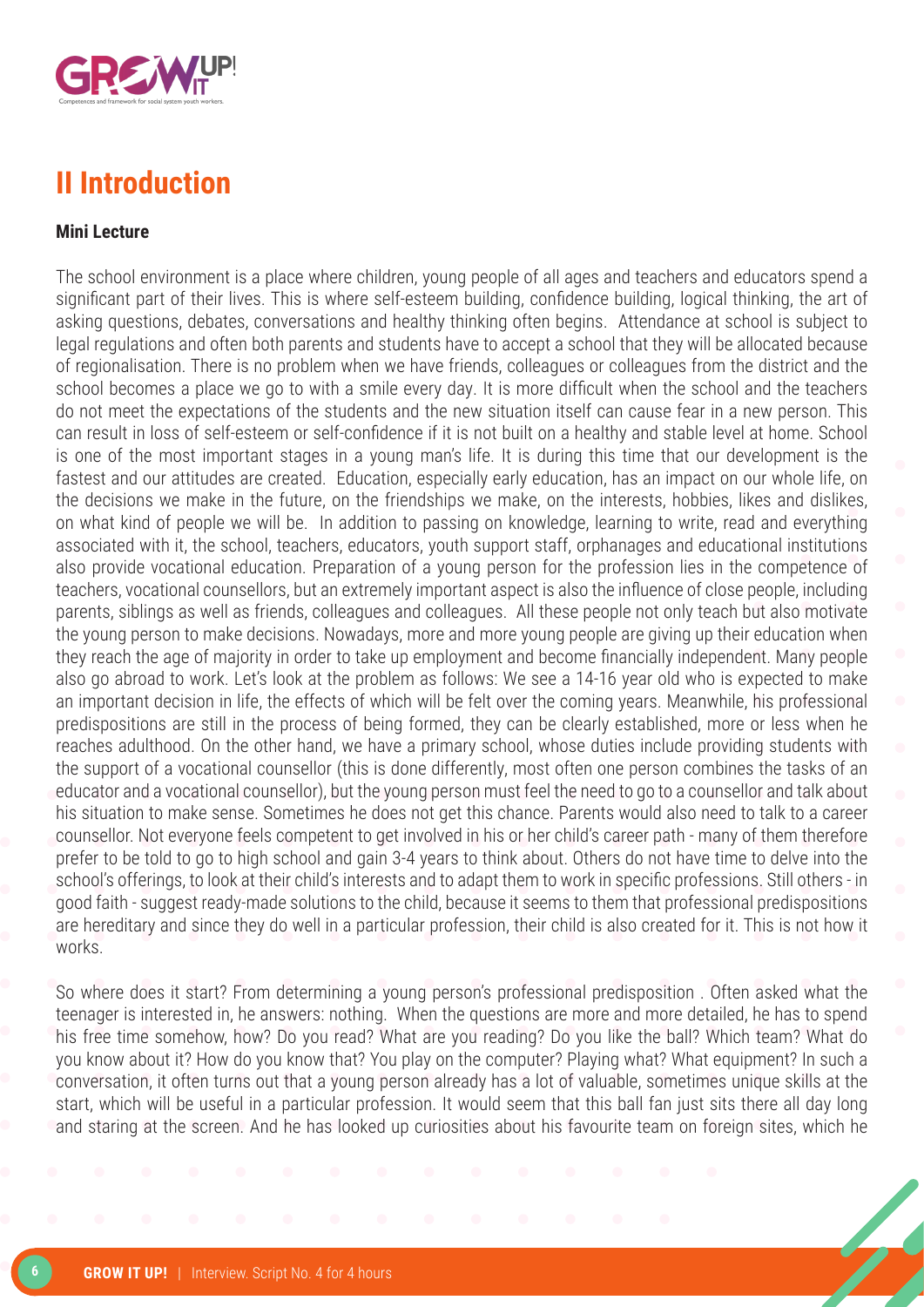## II Introduction

**Mini Lecture**

The school environment is a place where children, young people of all ages and teachers and educators spend a significant part of their lives. This is where self-esteem building, confidence building, logical thinking, the art of asking questions, debates, conversations and healthy thinking often begins. Attendance at school is subject to legal regulations and often both parents and students have to accept a school that they will be allocated because of regionalisation. There is no problem when we have friends, colleagues or colleagues from the district and the school becomes a place we go to with a smile every day. It is more difficult when the school and the teachers do not meet the expectations of the students and the new situation itself can cause fear in a new person. This can result in loss of self-esteem or self-confidence if it is not built on a healthy and stable level at home. School is one of the most important stages in a young man's life. It is during this time that our development is the fastest and our attitudes are created. Education, especially early education, has an impact on our whole life, on the decisions we make in the future, on the friendships we make, on the interests, hobbies, likes and dislikes, on what kind of people we will be. In addition to passing on knowledge, learning to write, read and everything associated with it, the school, teachers, educators, youth support staff, orphanages and educational institutions also provide vocational education. Preparation of a young person for the profession lies in the competence of teachers, vocational counsellors, but an extremely important aspect is also the influence of close people, including parents, siblings as well as friends, colleagues and colleagues. All these people not only teach but also motivate the young person to make decisions. Nowadays, more and more young people are giving up their education when they reach the age of majority in order to take up employment and become financially independent. Many people also go abroad to work. Let's look at the problem as follows: We see a 14-16 year old who is expected to make an important decision in life, the effects of which will be felt over the coming years. Meanwhile, his professional predispositions are still in the process of being formed, they can be clearly established, more or less when he reaches adulthood. On the other hand, we have a primary school, whose duties include providing students with the support of a vocational counsellor (this is done differently, most often one person combines the tasks of an educator and a vocational counsellor), but the young person must feel the need to go to a counsellor and talk about his situation to make sense. Sometimes he does not get this chance. Parents would also need to talk to a career counsellor. Not everyone feels competent to get involved in his or her child's career path - many of them therefore prefer to be told to go to high school and gain 3-4 years to think about. Others do not have time to delve into the school's offerings, to look at their child's interests and to adapt them to work in specific professions. Still others - in good faith - suggest ready-made solutions to the child, because it seems to them that professional predispositions are hereditary and since they do well in a particular profession, their child is also created for it. This is not how it works.

So where does it start? From determining a young person's professional predisposition . Often asked what the teenager is interested in, he answers: nothing. When the questions are more and more detailed, he has to spend his free time somehow, how? Do you read? What are you reading? Do you like the ball? Which team? What do you know about it? How do you know that? You play on the computer? Playing what? What equipment? In such a conversation, it often turns out that a young person already has a lot of valuable, sometimes unique skills at the start, which will be useful in a particular profession. It would seem that this ball fan just sits there all day long and staring at the screen. And he has looked up curiosities about his favourite team on foreign sites, which he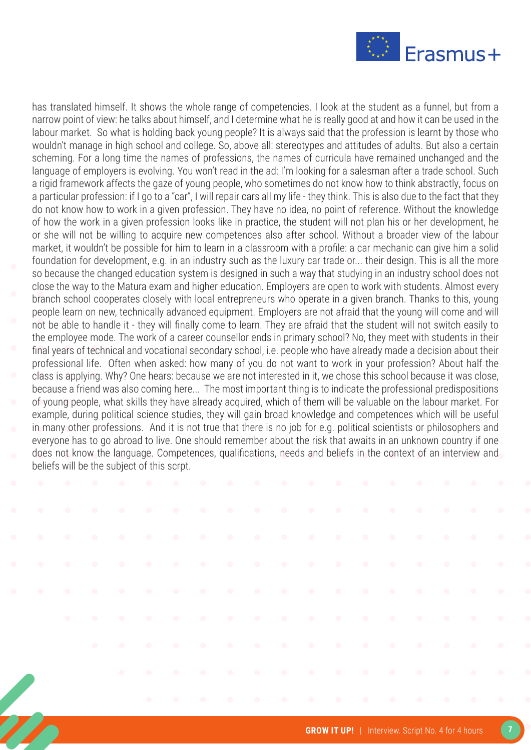has translated himself. It shows the whole range of competencies. I look at the student as a funnel, but from a narrow point of view: he talks about himself, and I determine what he is really good at and how it can be used in the labour market. So what is holding back young people? It is always said that the profession is learnt by those who wouldn't manage in high school and college. So, above all: stereotypes and attitudes of adults. But also a certain scheming. For a long time the names of professions, the names of curricula have remained unchanged and the language of employers is evolving. You won't read in the ad: I'm looking for a salesman after a trade school. Such a rigid framework affects the gaze of young people, who sometimes do not know how to think abstractly, focus on a particular profession: if I go to a "car", I will repair cars all my life - they think. This is also due to the fact that they do not know how to work in a given profession. They have no idea, no point of reference. Without the knowledge of how the work in a given profession looks like in practice, the student will not plan his or her development, he or she will not be willing to acquire new competences also after school. Without a broader view of the labour market, it wouldn't be possible for him to learn in a classroom with a profile: a car mechanic can give him a solid foundation for development, e.g. in an industry such as the luxury car trade or... their design. This is all the more so because the changed education system is designed in such a way that studying in an industry school does not close the way to the Matura exam and higher education. Employers are open to work with students. Almost every branch school cooperates closely with local entrepreneurs who operate in a given branch. Thanks to this, young people learn on new, technically advanced equipment. Employers are not afraid that the young will come and will not be able to handle it - they will finally come to learn. They are afraid that the student will not switch easily to the employee mode. The work of a career counsellor ends in primary school? No, they meet with students in their final years of technical and vocational secondary school, i.e. people who have already made a decision about their professional life. Often when asked: how many of you do not want to work in your profession? About half the class is applying. Why? One hears: because we are not interested in it, we chose this school because it was close, because a friend was also coming here... The most important thing is to indicate the professional predispositions of young people, what skills they have already acquired, which of them will be valuable on the labour market. For example, during political science studies, they will gain broad knowledge and competences which will be useful in many other professions. And it is not true that there is no job for e.g. political scientists or philosophers and everyone has to go abroad to live. One should remember about the risk that awaits in an unknown country if one does not know the language. Competences, qualifications, needs and beliefs in the context of an interview and beliefs will be the subject of this scrpt.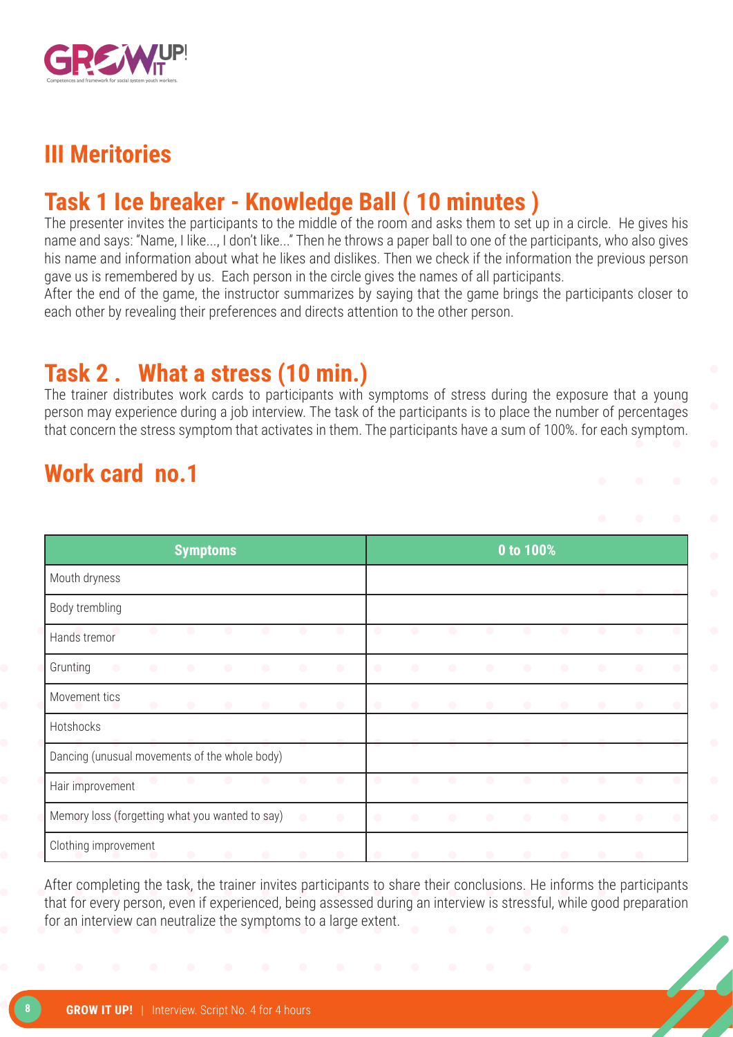## III Meritories

## Task 1 Ice breaker - Knowledge Ball ( 10 minutes )

The presenter invites the participants to the middle of the room and asks them to set up in a circle. He gives his name and says: "Name, I like..., I don't like..." Then he throws a paper ball to one of the participants, who also gives his name and information about what he likes and dislikes. Then we check if the information the previous person gave us is remembered by us. Each person in the circle gives the names of all participants.

After the end of the game, the instructor summarizes by saying that the game brings the participants closer to each other by revealing their preferences and directs attention to the other person.

## Task 2 . What a stress (10 min.)

The trainer distributes work cards to participants with symptoms of stress during the exposure that a young person may experience during a job interview. The task of the participants is to place the number of percentages that concern the stress symptom that activates in them. The participants have a sum of 100%. for each symptom.

## Work card no.1

| Symptoms | 0 to 100% |
|---|---|
| Mouth dryness | |
| Body trembling | |
| Hands tremor | |
| Grunting | |
| Movement tics | |
| Hotshocks | |
| Dancing (unusual movements of the whole body) | |
| Hair improvement | |
| Memory loss (forgetting what you wanted to say) | |
| Clothing improvement | |

After completing the task, the trainer invites participants to share their conclusions. He informs the participants that for every person, even if experienced, being assessed during an interview is stressful, while good preparation for an interview can neutralize the symptoms to a large extent.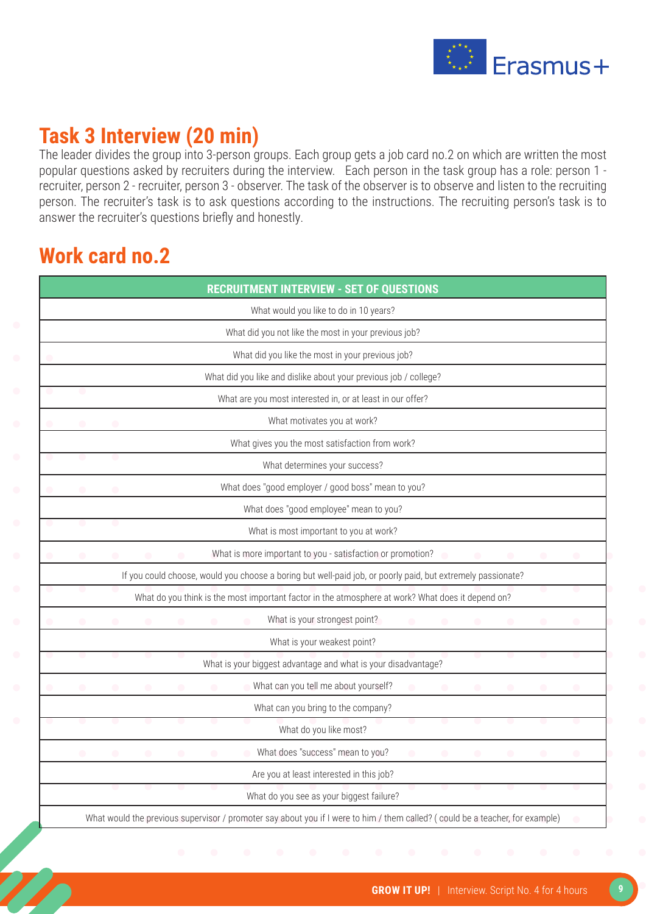## Task 3 Interview (20 min)

The leader divides the group into 3-person groups. Each group gets a job card no.2 on which are written the most popular questions asked by recruiters during the interview. Each person in the task group has a role: person 1 - recruiter, person 2 - recruiter, person 3 - observer. The task of the observer is to observe and listen to the recruiting person. The recruiter's task is to ask questions according to the instructions. The recruiting person's task is to answer the recruiter's questions briefly and honestly.

## Work card no.2

| RECRUITMENT INTERVIEW - SET OF QUESTIONS |
|---|
| What would you like to do in 10 years? |
| What did you not like the most in your previous job? |
| What did you like the most in your previous job? |
| What did you like and dislike about your previous job / college? |
| What are you most interested in, or at least in our offer? |
| What motivates you at work? |
| What gives you the most satisfaction from work? |
| What determines your success? |
| What does "good employer / good boss" mean to you? |
| What does "good employee" mean to you? |
| What is most important to you at work? |
| What is more important to you - satisfaction or promotion? |
| If you could choose, would you choose a boring but well-paid job, or poorly paid, but extremely passionate? |
| What do you think is the most important factor in the atmosphere at work? What does it depend on? |
| What is your strongest point? |
| What is your weakest point? |
| What is your biggest advantage and what is your disadvantage? |
| What can you tell me about yourself? |
| What can you bring to the company? |
| What do you like most? |
| What does "success" mean to you? |
| Are you at least interested in this job? |
| What do you see as your biggest failure? |
| What would the previous supervisor / promoter say about you if I were to him / them called? ( could be a teacher, for example) |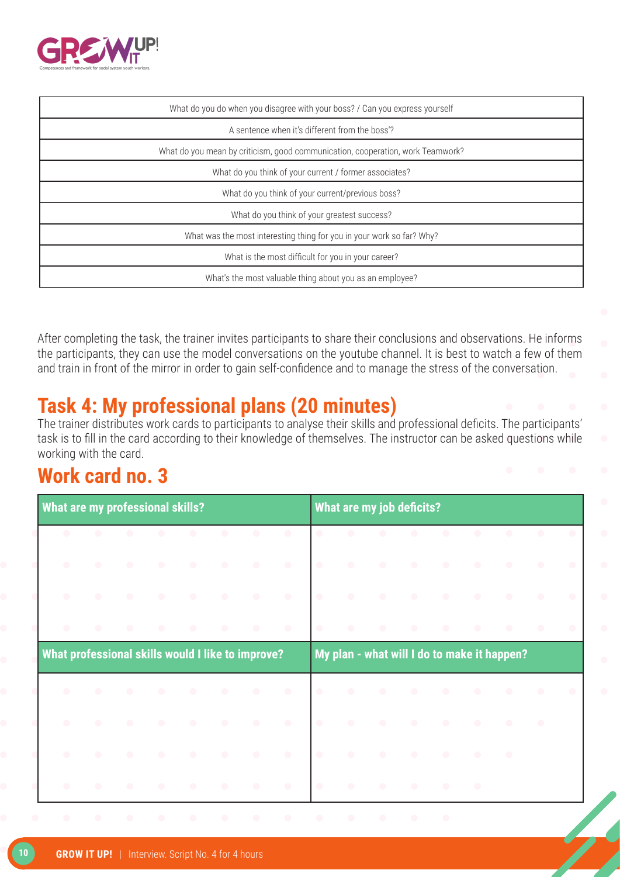| What do you do when you disagree with your boss? / Can you express yourself |
|---|
| A sentence when it's different from the boss'? |
| What do you mean by criticism, good communication, cooperation, work Teamwork? |
| What do you think of your current / former associates? |
| What do you think of your current/previous boss? |
| What do you think of your greatest success? |
| What was the most interesting thing for you in your work so far? Why? |
| What is the most difficult for you in your career? |
| What's the most valuable thing about you as an employee? |

After completing the task, the trainer invites participants to share their conclusions and observations. He informs the participants, they can use the model conversations on the youtube channel. It is best to watch a few of them and train in front of the mirror in order to gain self-confidence and to manage the stress of the conversation.

## Task 4: My professional plans (20 minutes)

The trainer distributes work cards to participants to analyse their skills and professional deficits. The participants' task is to fill in the card according to their knowledge of themselves. The instructor can be asked questions while working with the card.

## Work card no. 3

| What are my professional skills? | What are my job deficits? |
|---|---|
| | |
| **What professional skills would I like to improve?** | **My plan - what will I do to make it happen?** |
| | |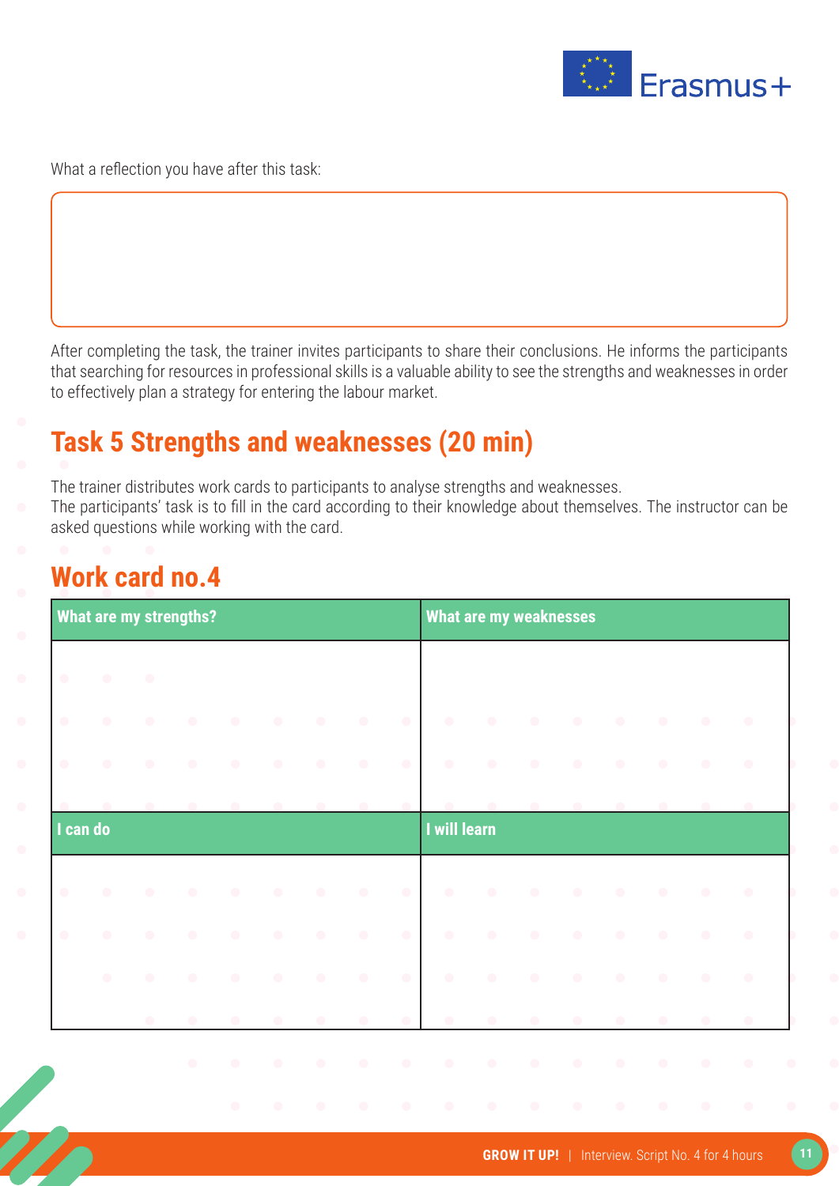What a reflection you have after this task:

After completing the task, the trainer invites participants to share their conclusions. He informs the participants that searching for resources in professional skills is a valuable ability to see the strengths and weaknesses in order to effectively plan a strategy for entering the labour market.

## Task 5 Strengths and weaknesses (20 min)

The trainer distributes work cards to participants to analyse strengths and weaknesses.
The participants' task is to fill in the card according to their knowledge about themselves. The instructor can be asked questions while working with the card.

## Work card no.4

| What are my strengths? | What are my weaknesses |
| --- | --- |
| | |
| **I can do** | **I will learn** |
| | |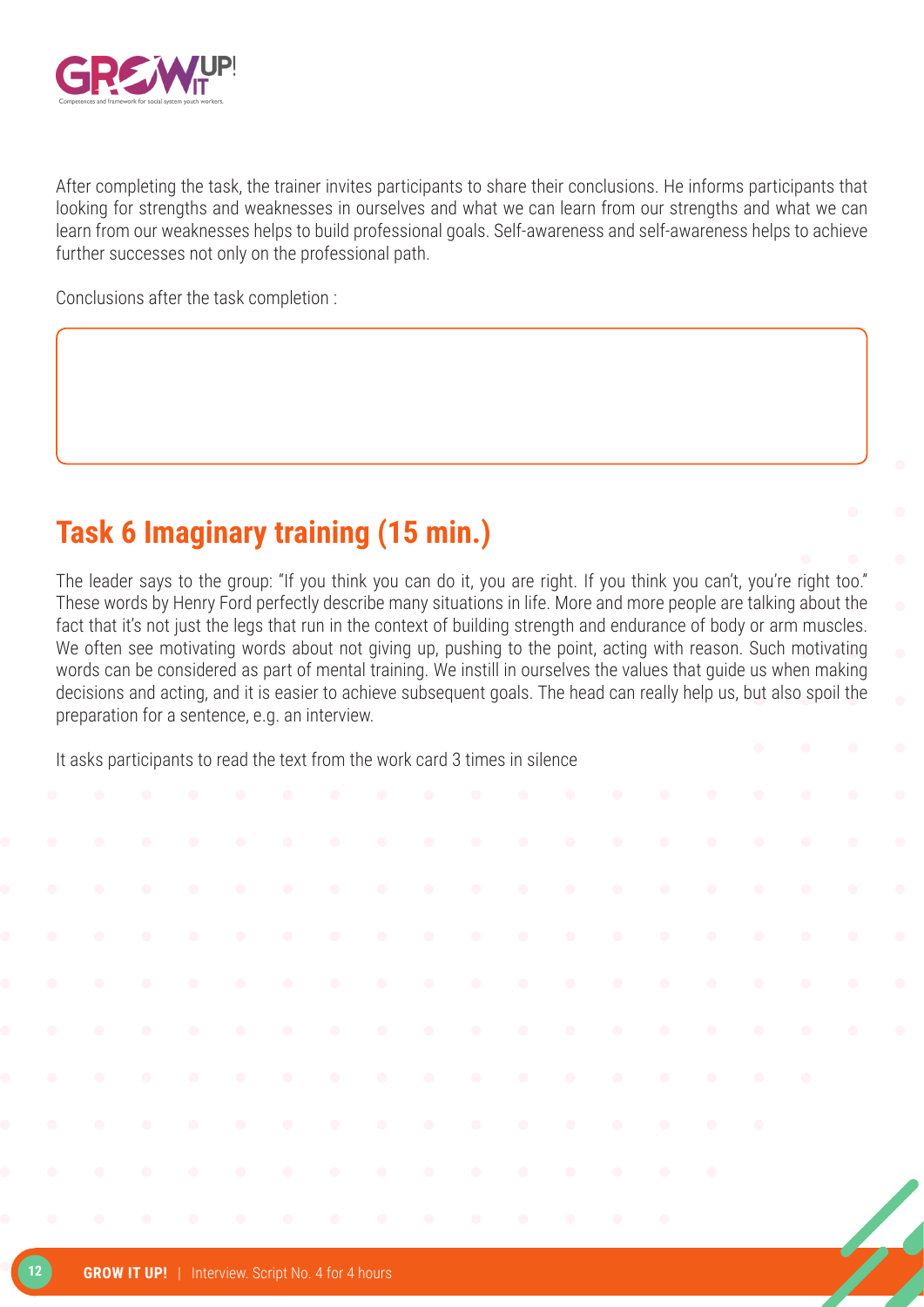After completing the task, the trainer invites participants to share their conclusions. He informs participants that looking for strengths and weaknesses in ourselves and what we can learn from our strengths and what we can learn from our weaknesses helps to build professional goals. Self-awareness and self-awareness helps to achieve further successes not only on the professional path.

Conclusions after the task completion :

## Task 6 Imaginary training (15 min.)

The leader says to the group: "If you think you can do it, you are right. If you think you can't, you're right too." These words by Henry Ford perfectly describe many situations in life. More and more people are talking about the fact that it's not just the legs that run in the context of building strength and endurance of body or arm muscles. We often see motivating words about not giving up, pushing to the point, acting with reason. Such motivating words can be considered as part of mental training. We instill in ourselves the values that guide us when making decisions and acting, and it is easier to achieve subsequent goals. The head can really help us, but also spoil the preparation for a sentence, e.g. an interview.

It asks participants to read the text from the work card 3 times in silence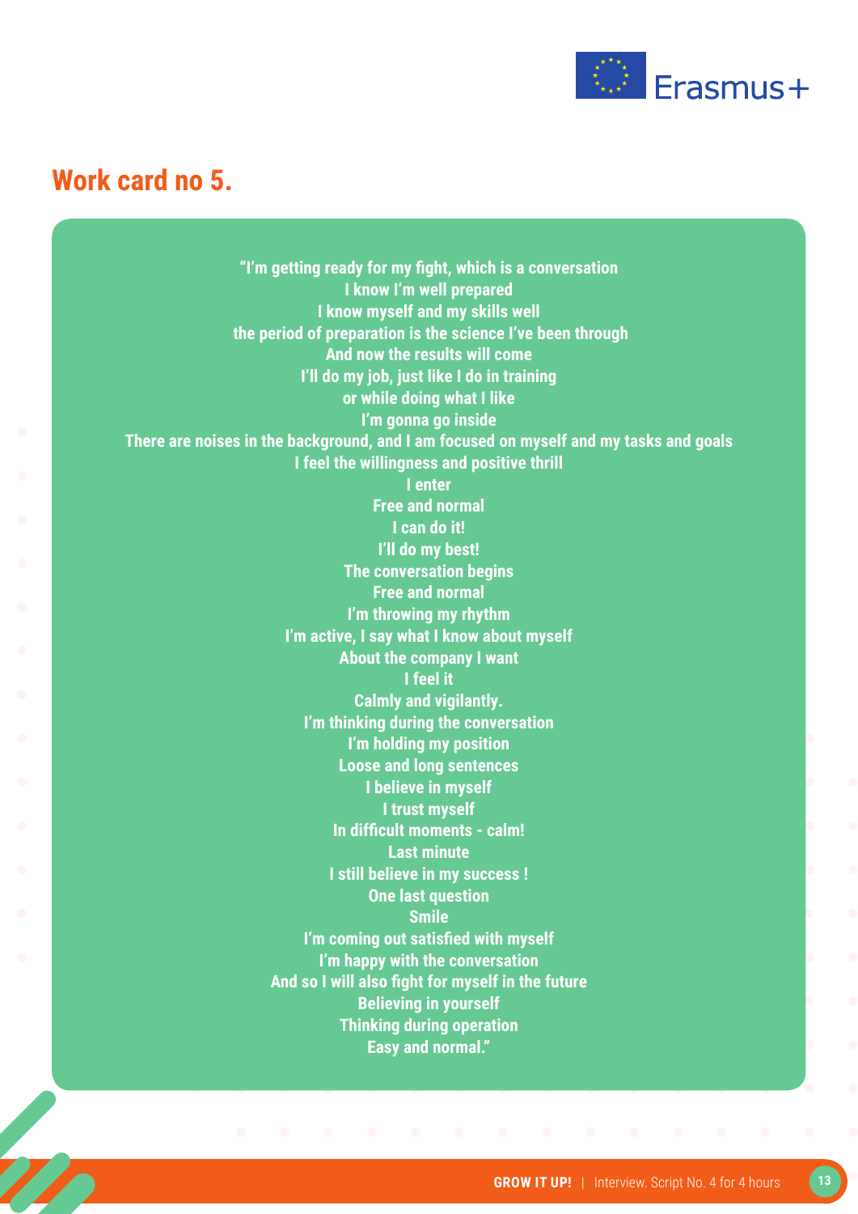## Work card no 5.

**"I'm getting ready for my fight, which is a conversation**
**I know I'm well prepared**
**I know myself and my skills well**
**the period of preparation is the science I've been through**
**And now the results will come**
**I'll do my job, just like I do in training**
**or while doing what I like**
**I'm gonna go inside**
**There are noises in the background, and I am focused on myself and my tasks and goals**
**I feel the willingness and positive thrill**
**I enter**
**Free and normal**
**I can do it!**
**I'll do my best!**
**The conversation begins**
**Free and normal**
**I'm throwing my rhythm**
**I'm active, I say what I know about myself**
**About the company I want**
**I feel it**
**Calmly and vigilantly.**
**I'm thinking during the conversation**
**I'm holding my position**
**Loose and long sentences**
**I believe in myself**
**I trust myself**
**In difficult moments - calm!**
**Last minute**
**I still believe in my success !**
**One last question**
**Smile**
**I'm coming out satisfied with myself**
**I'm happy with the conversation**
**And so I will also fight for myself in the future**
**Believing in yourself**
**Thinking during operation**
**Easy and normal."**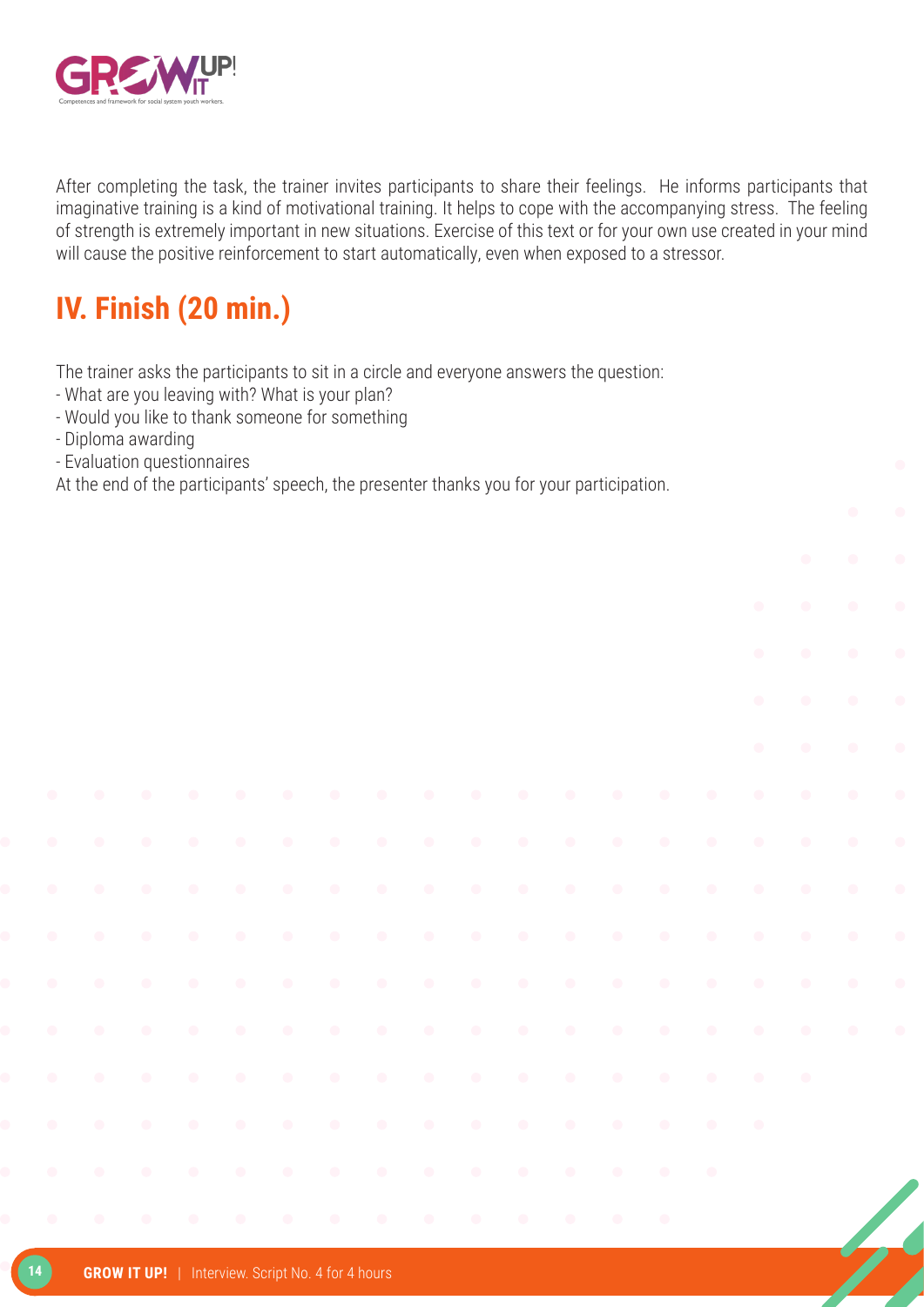After completing the task, the trainer invites participants to share their feelings. He informs participants that imaginative training is a kind of motivational training. It helps to cope with the accompanying stress. The feeling of strength is extremely important in new situations. Exercise of this text or for your own use created in your mind will cause the positive reinforcement to start automatically, even when exposed to a stressor.

## IV. Finish (20 min.)

The trainer asks the participants to sit in a circle and everyone answers the question:
- What are you leaving with? What is your plan?
- Would you like to thank someone for something
- Diploma awarding
- Evaluation questionnaires

At the end of the participants' speech, the presenter thanks you for your participation.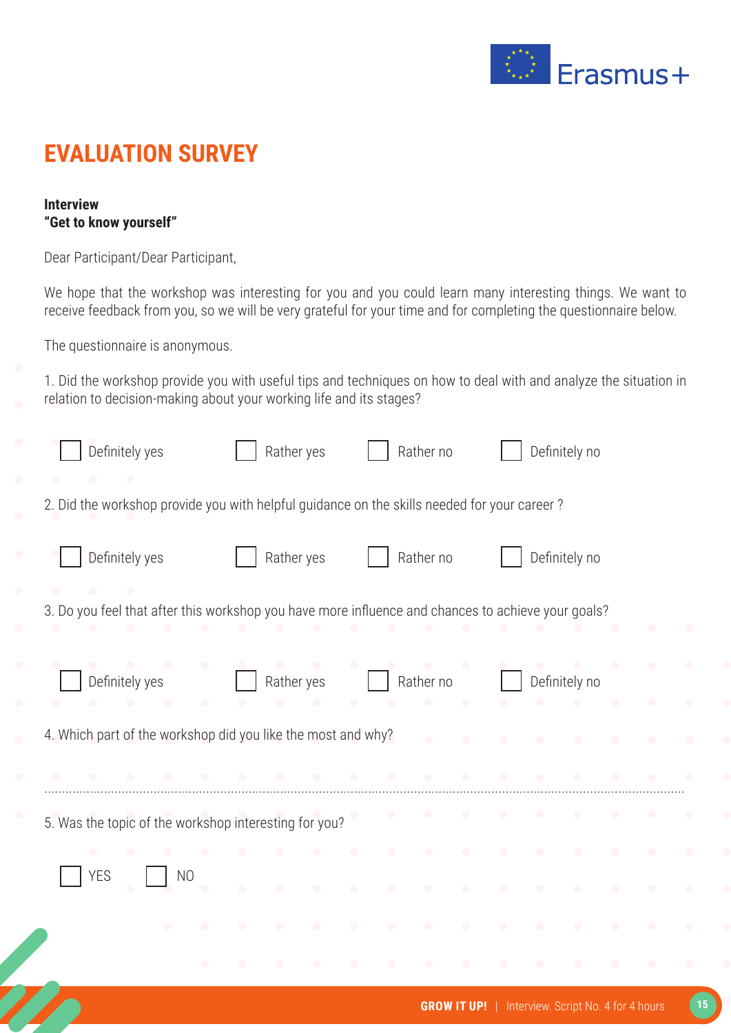# EVALUATION SURVEY

**Interview**
**"Get to know yourself"**

Dear Participant/Dear Participant,

We hope that the workshop was interesting for you and you could learn many interesting things. We want to receive feedback from you, so we will be very grateful for your time and for completing the questionnaire below.

The questionnaire is anonymous.

1. Did the workshop provide you with useful tips and techniques on how to deal with and analyze the situation in relation to decision-making about your working life and its stages?

☐ Definitely yes ☐ Rather yes ☐ Rather no ☐ Definitely no

2. Did the workshop provide you with helpful guidance on the skills needed for your career ?

☐ Definitely yes ☐ Rather yes ☐ Rather no ☐ Definitely no

3. Do you feel that after this workshop you have more influence and chances to achieve your goals?

☐ Definitely yes ☐ Rather yes ☐ Rather no ☐ Definitely no

4. Which part of the workshop did you like the most and why?

..............................................................................................................................................................................

5. Was the topic of the workshop interesting for you?

☐ YES ☐ NO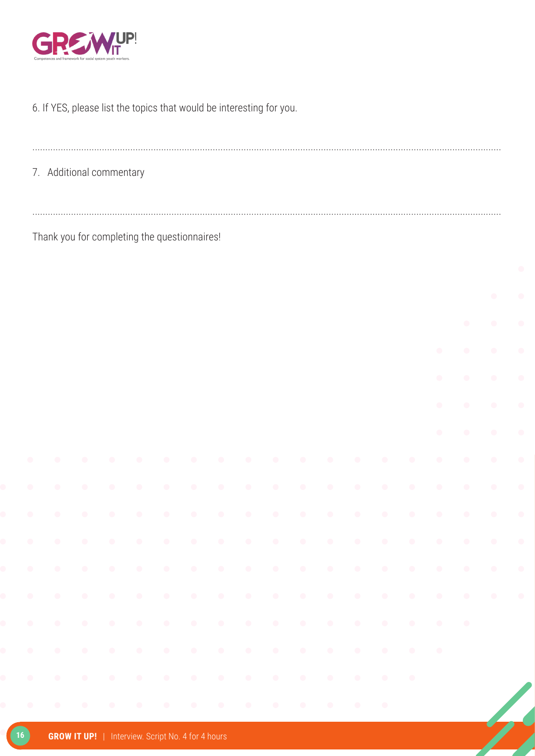6. If YES, please list the topics that would be interesting for you.

.....................................................................................................................................................................................

7. Additional commentary

.....................................................................................................................................................................................

Thank you for completing the questionnaires!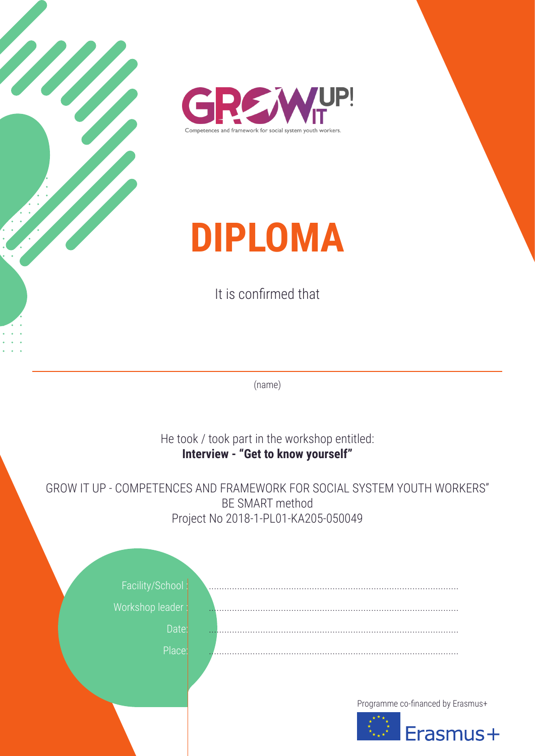Competences and framework for social system youth workers.

# DIPLOMA

It is confirmed that

---

(name)

He took / took part in the workshop entitled:
**Interview - “Get to know yourself”**

GROW IT UP - COMPETENCES AND FRAMEWORK FOR SOCIAL SYSTEM YOUTH WORKERS”
BE SMART method
Project No 2018-1-PL01-KA205-050049

Facility/School : ..............................................................................................

Workshop leader : ..............................................................................................

Date: ..............................................................................................

Place: ..............................................................................................

Programme co-financed by Erasmus+

Erasmus+